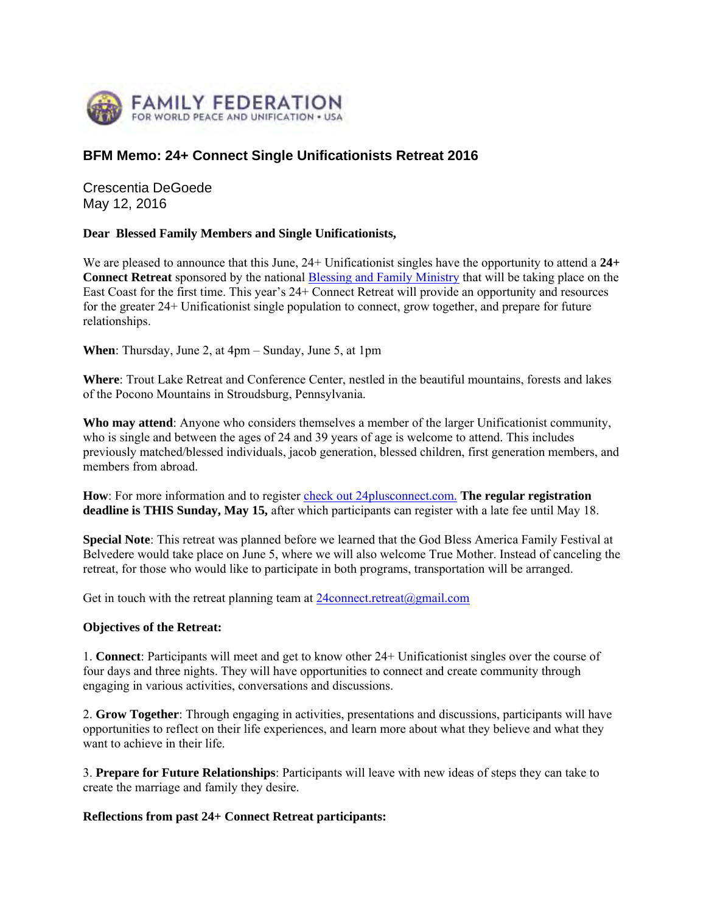FAMILY FEDERATION FOR WORLD PEACE AND UNIFICATION • USA

# BFM Memo: 24+ Connect Single Unificationists Retreat 2016

Crescentia DeGoede
May 12, 2016

**Dear Blessed Family Members and Single Unificationists,**

We are pleased to announce that this June, 24+ Unificationist singles have the opportunity to attend a **24+ Connect Retreat** sponsored by the national Blessing and Family Ministry that will be taking place on the East Coast for the first time. This year's 24+ Connect Retreat will provide an opportunity and resources for the greater 24+ Unificationist single population to connect, grow together, and prepare for future relationships.

**When**: Thursday, June 2, at 4pm – Sunday, June 5, at 1pm

**Where**: Trout Lake Retreat and Conference Center, nestled in the beautiful mountains, forests and lakes of the Pocono Mountains in Stroudsburg, Pennsylvania.

**Who may attend**: Anyone who considers themselves a member of the larger Unificationist community, who is single and between the ages of 24 and 39 years of age is welcome to attend. This includes previously matched/blessed individuals, jacob generation, blessed children, first generation members, and members from abroad.

**How**: For more information and to register check out 24plusconnect.com. **The regular registration deadline is THIS Sunday, May 15,** after which participants can register with a late fee until May 18.

**Special Note**: This retreat was planned before we learned that the God Bless America Family Festival at Belvedere would take place on June 5, where we will also welcome True Mother. Instead of canceling the retreat, for those who would like to participate in both programs, transportation will be arranged.

Get in touch with the retreat planning team at 24connect.retreat@gmail.com

**Objectives of the Retreat:**

1. **Connect**: Participants will meet and get to know other 24+ Unificationist singles over the course of four days and three nights. They will have opportunities to connect and create community through engaging in various activities, conversations and discussions.

2. **Grow Together**: Through engaging in activities, presentations and discussions, participants will have opportunities to reflect on their life experiences, and learn more about what they believe and what they want to achieve in their life.

3. **Prepare for Future Relationships**: Participants will leave with new ideas of steps they can take to create the marriage and family they desire.

**Reflections from past 24+ Connect Retreat participants:**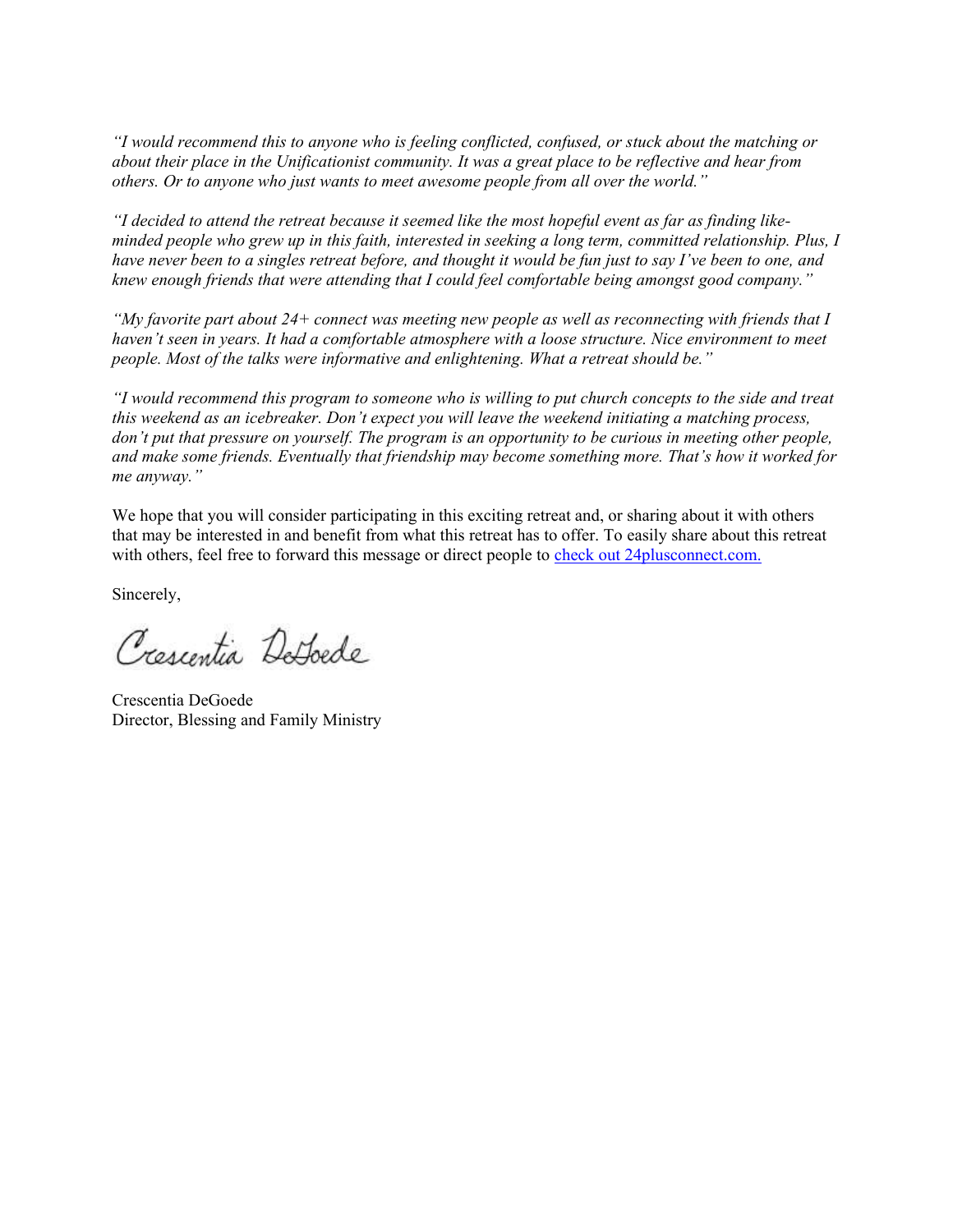*"I would recommend this to anyone who is feeling conflicted, confused, or stuck about the matching or about their place in the Unificationist community. It was a great place to be reflective and hear from others. Or to anyone who just wants to meet awesome people from all over the world."*

*"I decided to attend the retreat because it seemed like the most hopeful event as far as finding like-minded people who grew up in this faith, interested in seeking a long term, committed relationship. Plus, I have never been to a singles retreat before, and thought it would be fun just to say I've been to one, and knew enough friends that were attending that I could feel comfortable being amongst good company."*

*"My favorite part about 24+ connect was meeting new people as well as reconnecting with friends that I haven't seen in years. It had a comfortable atmosphere with a loose structure. Nice environment to meet people. Most of the talks were informative and enlightening. What a retreat should be."*

*"I would recommend this program to someone who is willing to put church concepts to the side and treat this weekend as an icebreaker. Don't expect you will leave the weekend initiating a matching process, don't put that pressure on yourself. The program is an opportunity to be curious in meeting other people, and make some friends. Eventually that friendship may become something more. That's how it worked for me anyway."*

We hope that you will consider participating in this exciting retreat and, or sharing about it with others that may be interested in and benefit from what this retreat has to offer. To easily share about this retreat with others, feel free to forward this message or direct people to [check out 24plusconnect.com.](https://24plusconnect.com)

Sincerely,

Crescentia DeGoede

Crescentia DeGoede
Director, Blessing and Family Ministry